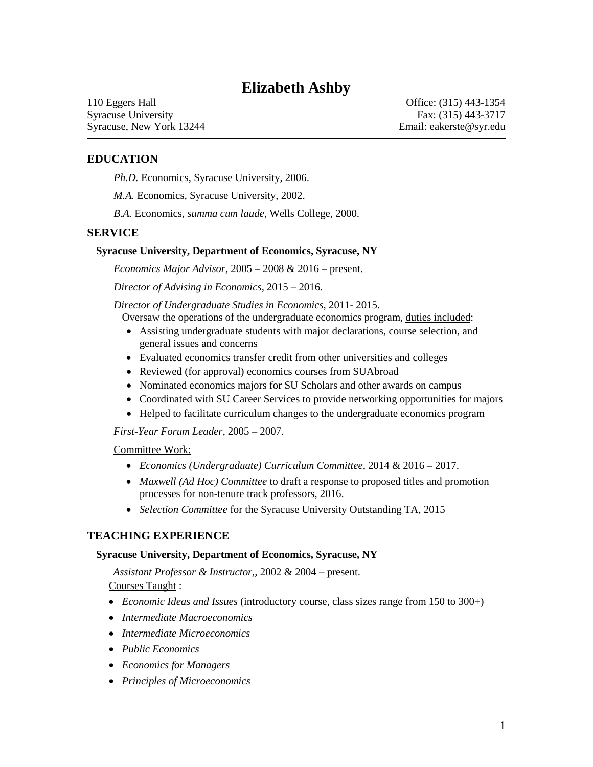# Elizabeth Ashby

110 Eggers Hall
Syracuse University
Syracuse, New York 13244

Office: (315) 443-1354
Fax: (315) 443-3717
Email: eakerste@syr.edu

---

## EDUCATION

*Ph.D.* Economics, Syracuse University, 2006.

*M.A.* Economics, Syracuse University, 2002.

*B.A.* Economics, *summa cum laude*, Wells College, 2000.

## SERVICE

**Syracuse University, Department of Economics, Syracuse, NY**

*Economics Major Advisor,* 2005 – 2008 & 2016 – present.

*Director of Advising in Economics,* 2015 – 2016.

*Director of Undergraduate Studies in Economics,* 2011- 2015.
Oversaw the operations of the undergraduate economics program, duties included:

- Assisting undergraduate students with major declarations, course selection, and general issues and concerns
- Evaluated economics transfer credit from other universities and colleges
- Reviewed (for approval) economics courses from SUAbroad
- Nominated economics majors for SU Scholars and other awards on campus
- Coordinated with SU Career Services to provide networking opportunities for majors
- Helped to facilitate curriculum changes to the undergraduate economics program

*First-Year Forum Leader,* 2005 – 2007.

Committee Work:

- *Economics (Undergraduate) Curriculum Committee*, 2014 & 2016 – 2017.
- *Maxwell (Ad Hoc) Committee* to draft a response to proposed titles and promotion processes for non-tenure track professors, 2016.
- *Selection Committee* for the Syracuse University Outstanding TA, 2015

## TEACHING EXPERIENCE

**Syracuse University, Department of Economics, Syracuse, NY**

*Assistant Professor & Instructor,,* 2002 & 2004 – present.
Courses Taught :

- *Economic Ideas and Issues* (introductory course, class sizes range from 150 to 300+)
- *Intermediate Macroeconomics*
- *Intermediate Microeconomics*
- *Public Economics*
- *Economics for Managers*
- *Principles of Microeconomics*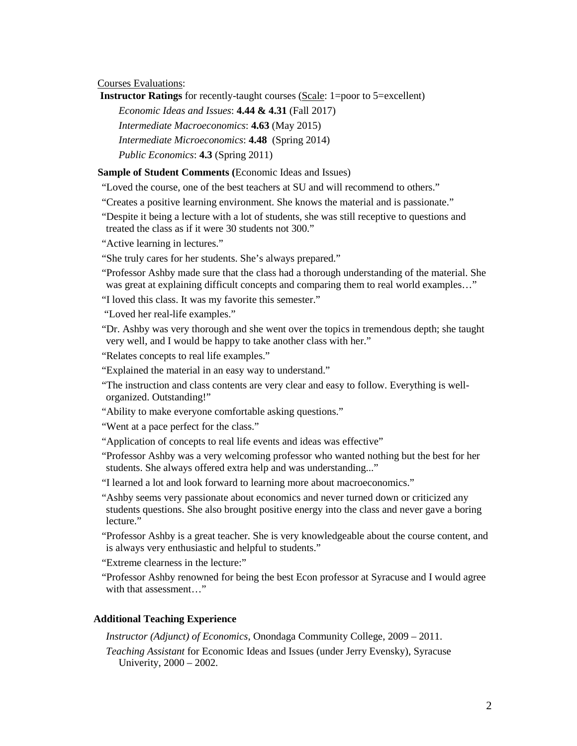Courses Evaluations:

**Instructor Ratings** for recently-taught courses (Scale: 1=poor to 5=excellent)

*Economic Ideas and Issues*: **4.44 & 4.31** (Fall 2017)

*Intermediate Macroeconomics*: **4.63** (May 2015)

*Intermediate Microeconomics*: **4.48** (Spring 2014)

*Public Economics*: **4.3** (Spring 2011)

**Sample of Student Comments (**Economic Ideas and Issues)

"Loved the course, one of the best teachers at SU and will recommend to others."

"Creates a positive learning environment. She knows the material and is passionate."

"Despite it being a lecture with a lot of students, she was still receptive to questions and treated the class as if it were 30 students not 300."

"Active learning in lectures."

"She truly cares for her students. She's always prepared."

"Professor Ashby made sure that the class had a thorough understanding of the material. She was great at explaining difficult concepts and comparing them to real world examples…"

"I loved this class. It was my favorite this semester."

"Loved her real-life examples."

"Dr. Ashby was very thorough and she went over the topics in tremendous depth; she taught very well, and I would be happy to take another class with her."

"Relates concepts to real life examples."

"Explained the material in an easy way to understand."

"The instruction and class contents are very clear and easy to follow. Everything is well-organized. Outstanding!"

"Ability to make everyone comfortable asking questions."

"Went at a pace perfect for the class."

"Application of concepts to real life events and ideas was effective"

"Professor Ashby was a very welcoming professor who wanted nothing but the best for her students. She always offered extra help and was understanding..."

"I learned a lot and look forward to learning more about macroeconomics."

"Ashby seems very passionate about economics and never turned down or criticized any students questions. She also brought positive energy into the class and never gave a boring lecture."

"Professor Ashby is a great teacher. She is very knowledgeable about the course content, and is always very enthusiastic and helpful to students."

"Extreme clearness in the lecture:"

"Professor Ashby renowned for being the best Econ professor at Syracuse and I would agree with that assessment…"

### Additional Teaching Experience

*Instructor (Adjunct) of Economics*, Onondaga Community College, 2009 – 2011.

*Teaching Assistant* for Economic Ideas and Issues (under Jerry Evensky), Syracuse Univerity, 2000 – 2002.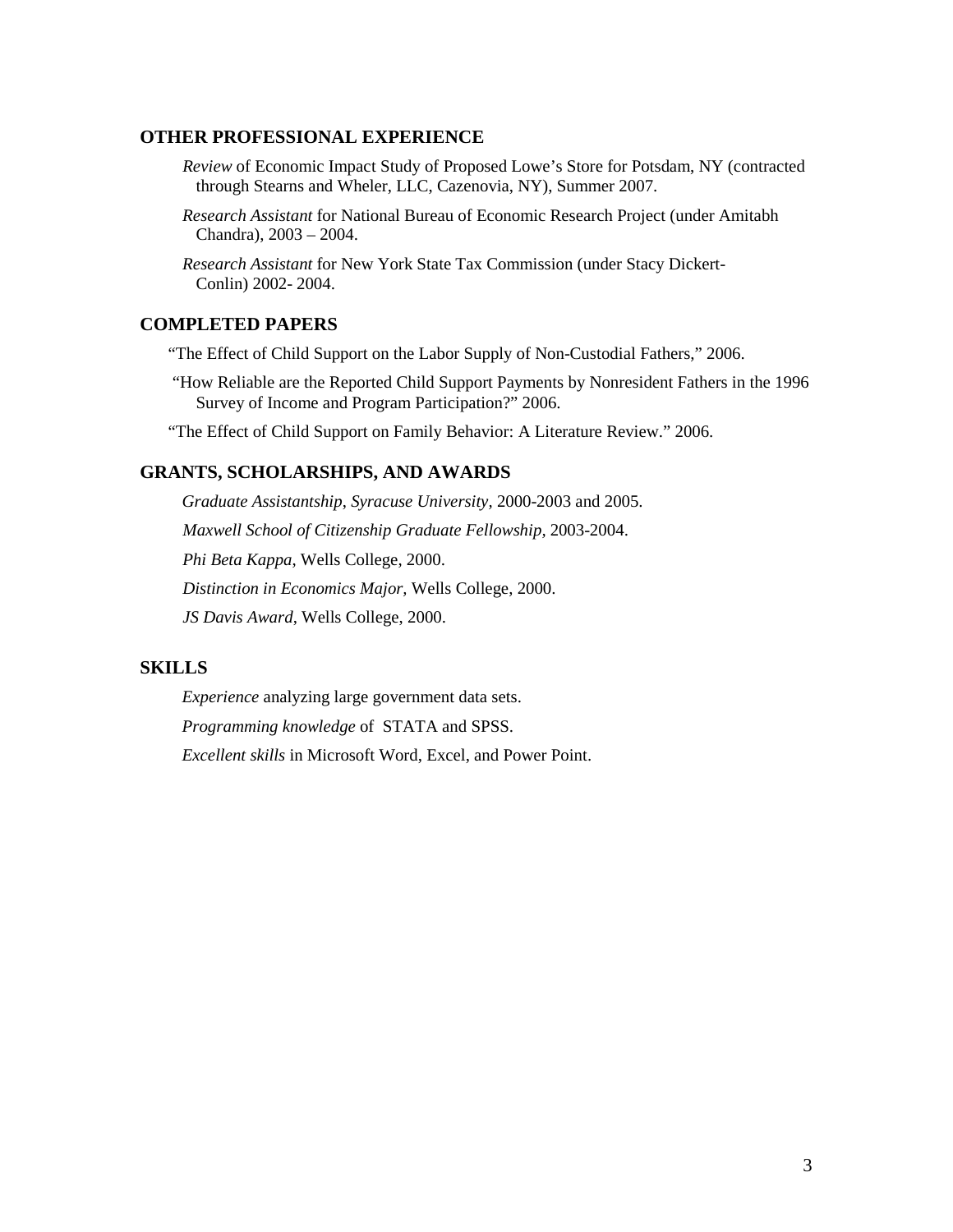## OTHER PROFESSIONAL EXPERIENCE

*Review* of Economic Impact Study of Proposed Lowe's Store for Potsdam, NY (contracted through Stearns and Wheler, LLC, Cazenovia, NY), Summer 2007.

*Research Assistant* for National Bureau of Economic Research Project (under Amitabh Chandra), 2003 – 2004.

*Research Assistant* for New York State Tax Commission (under Stacy Dickert-Conlin) 2002- 2004.

## COMPLETED PAPERS

"The Effect of Child Support on the Labor Supply of Non-Custodial Fathers," 2006.

"How Reliable are the Reported Child Support Payments by Nonresident Fathers in the 1996 Survey of Income and Program Participation?" 2006.

"The Effect of Child Support on Family Behavior: A Literature Review." 2006.

## GRANTS, SCHOLARSHIPS, AND AWARDS

*Graduate Assistantship, Syracuse University,* 2000-2003 and 2005.

*Maxwell School of Citizenship Graduate Fellowship,* 2003-2004.

*Phi Beta Kappa*, Wells College, 2000.

*Distinction in Economics Major,* Wells College, 2000.

*JS Davis Award*, Wells College, 2000.

## SKILLS

*Experience* analyzing large government data sets.

*Programming knowledge* of STATA and SPSS.

*Excellent skills* in Microsoft Word, Excel, and Power Point.